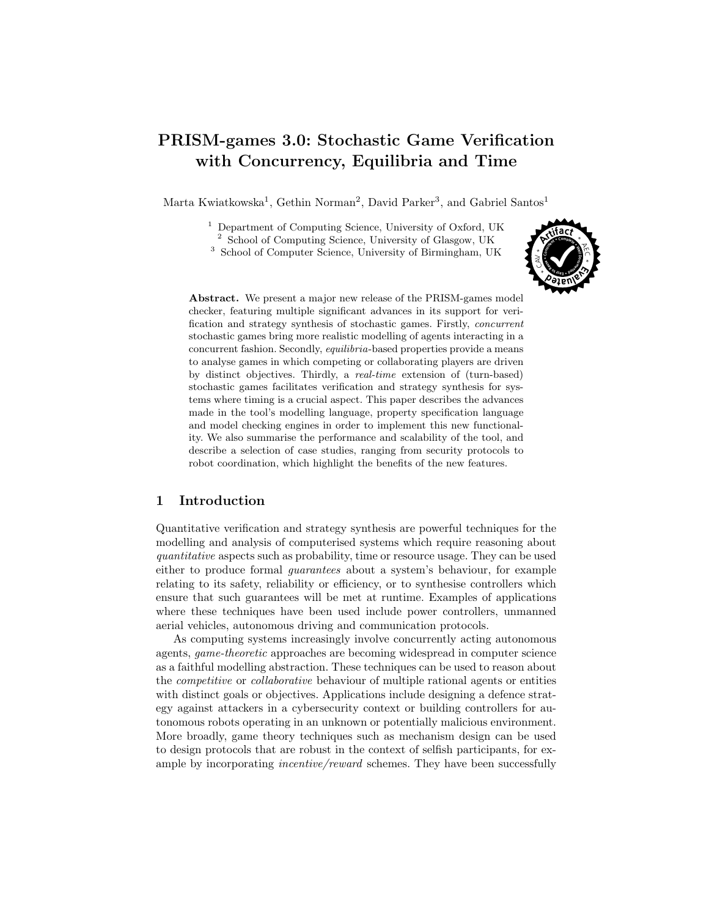# PRISM-games 3.0: Stochastic Game Verification with Concurrency, Equilibria and Time

Marta Kwiatkowska[1], Gethin Norman[2], David Parker[3], and Gabriel Santos[1]

[1] Department of Computing Science, University of Oxford, UK
[2] School of Computing Science, University of Glasgow, UK
[3] School of Computer Science, University of Birmingham, UK

**Abstract.** We present a major new release of the PRISM-games model checker, featuring multiple significant advances in its support for verification and strategy synthesis of stochastic games. Firstly, *concurrent* stochastic games bring more realistic modelling of agents interacting in a concurrent fashion. Secondly, *equilibria*-based properties provide a means to analyse games in which competing or collaborating players are driven by distinct objectives. Thirdly, a *real-time* extension of (turn-based) stochastic games facilitates verification and strategy synthesis for systems where timing is a crucial aspect. This paper describes the advances made in the tool's modelling language, property specification language and model checking engines in order to implement this new functionality. We also summarise the performance and scalability of the tool, and describe a selection of case studies, ranging from security protocols to robot coordination, which highlight the benefits of the new features.

## 1 Introduction

Quantitative verification and strategy synthesis are powerful techniques for the modelling and analysis of computerised systems which require reasoning about *quantitative* aspects such as probability, time or resource usage. They can be used either to produce formal *guarantees* about a system's behaviour, for example relating to its safety, reliability or efficiency, or to synthesise controllers which ensure that such guarantees will be met at runtime. Examples of applications where these techniques have been used include power controllers, unmanned aerial vehicles, autonomous driving and communication protocols.

As computing systems increasingly involve concurrently acting autonomous agents, *game-theoretic* approaches are becoming widespread in computer science as a faithful modelling abstraction. These techniques can be used to reason about the *competitive* or *collaborative* behaviour of multiple rational agents or entities with distinct goals or objectives. Applications include designing a defence strategy against attackers in a cybersecurity context or building controllers for autonomous robots operating in an unknown or potentially malicious environment. More broadly, game theory techniques such as mechanism design can be used to design protocols that are robust in the context of selfish participants, for example by incorporating *incentive/reward* schemes. They have been successfully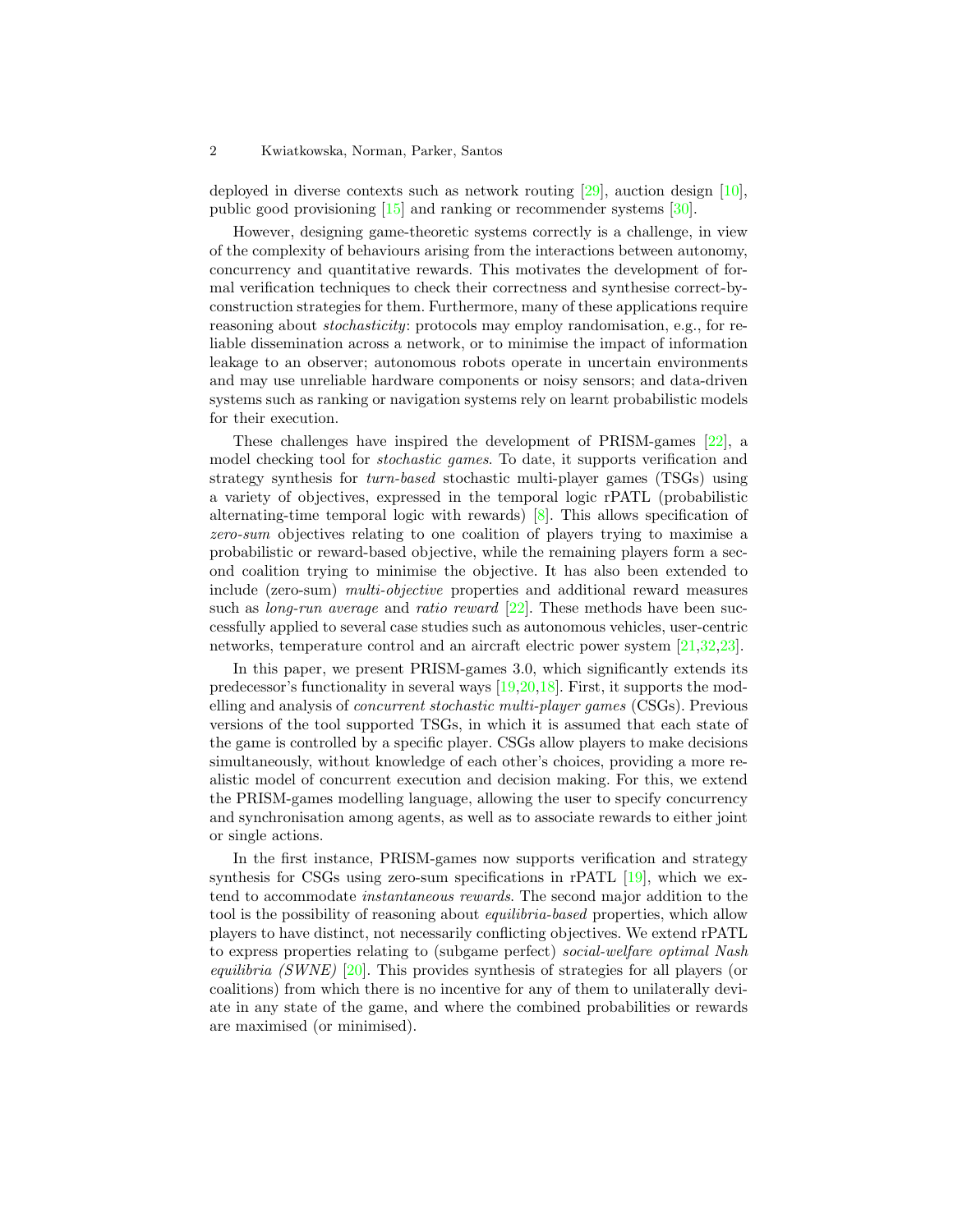deployed in diverse contexts such as network routing [29], auction design [10], public good provisioning [15] and ranking or recommender systems [30].

However, designing game-theoretic systems correctly is a challenge, in view of the complexity of behaviours arising from the interactions between autonomy, concurrency and quantitative rewards. This motivates the development of formal verification techniques to check their correctness and synthesise correct-by-construction strategies for them. Furthermore, many of these applications require reasoning about *stochasticity*: protocols may employ randomisation, e.g., for reliable dissemination across a network, or to minimise the impact of information leakage to an observer; autonomous robots operate in uncertain environments and may use unreliable hardware components or noisy sensors; and data-driven systems such as ranking or navigation systems rely on learnt probabilistic models for their execution.

These challenges have inspired the development of PRISM-games [22], a model checking tool for *stochastic games*. To date, it supports verification and strategy synthesis for *turn-based* stochastic multi-player games (TSGs) using a variety of objectives, expressed in the temporal logic rPATL (probabilistic alternating-time temporal logic with rewards) [8]. This allows specification of *zero-sum* objectives relating to one coalition of players trying to maximise a probabilistic or reward-based objective, while the remaining players form a second coalition trying to minimise the objective. It has also been extended to include (zero-sum) *multi-objective* properties and additional reward measures such as *long-run average* and *ratio reward* [22]. These methods have been successfully applied to several case studies such as autonomous vehicles, user-centric networks, temperature control and an aircraft electric power system [21,32,23].

In this paper, we present PRISM-games 3.0, which significantly extends its predecessor's functionality in several ways [19,20,18]. First, it supports the modelling and analysis of *concurrent stochastic multi-player games* (CSGs). Previous versions of the tool supported TSGs, in which it is assumed that each state of the game is controlled by a specific player. CSGs allow players to make decisions simultaneously, without knowledge of each other's choices, providing a more realistic model of concurrent execution and decision making. For this, we extend the PRISM-games modelling language, allowing the user to specify concurrency and synchronisation among agents, as well as to associate rewards to either joint or single actions.

In the first instance, PRISM-games now supports verification and strategy synthesis for CSGs using zero-sum specifications in rPATL [19], which we extend to accommodate *instantaneous rewards*. The second major addition to the tool is the possibility of reasoning about *equilibria-based* properties, which allow players to have distinct, not necessarily conflicting objectives. We extend rPATL to express properties relating to (subgame perfect) *social-welfare optimal Nash equilibria (SWNE)* [20]. This provides synthesis of strategies for all players (or coalitions) from which there is no incentive for any of them to unilaterally deviate in any state of the game, and where the combined probabilities or rewards are maximised (or minimised).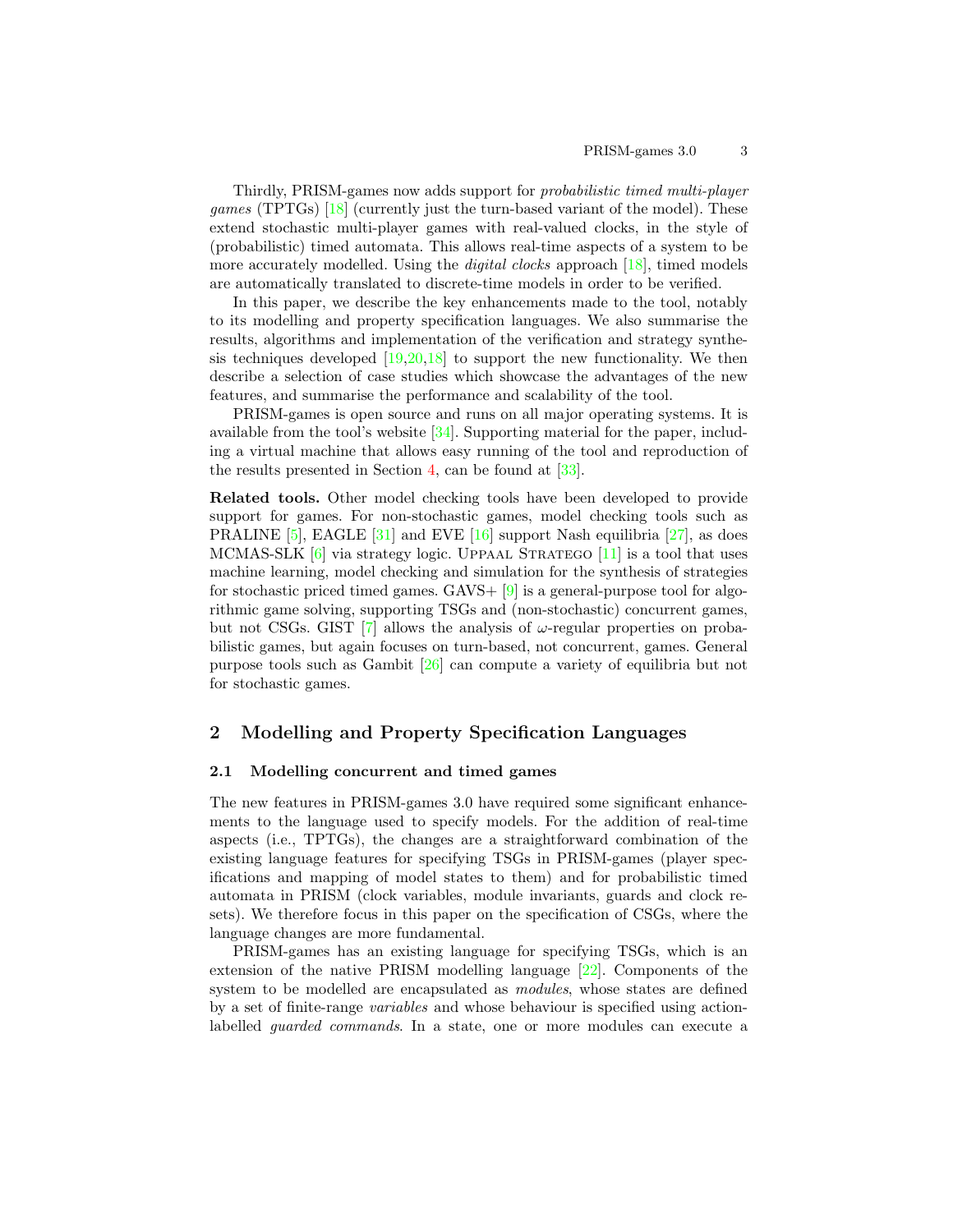Thirdly, PRISM-games now adds support for *probabilistic timed multi-player games* (TPTGs) [18] (currently just the turn-based variant of the model). These extend stochastic multi-player games with real-valued clocks, in the style of (probabilistic) timed automata. This allows real-time aspects of a system to be more accurately modelled. Using the *digital clocks* approach [18], timed models are automatically translated to discrete-time models in order to be verified.

In this paper, we describe the key enhancements made to the tool, notably to its modelling and property specification languages. We also summarise the results, algorithms and implementation of the verification and strategy synthesis techniques developed [19,20,18] to support the new functionality. We then describe a selection of case studies which showcase the advantages of the new features, and summarise the performance and scalability of the tool.

PRISM-games is open source and runs on all major operating systems. It is available from the tool's website [34]. Supporting material for the paper, including a virtual machine that allows easy running of the tool and reproduction of the results presented in Section 4, can be found at [33].

**Related tools.** Other model checking tools have been developed to provide support for games. For non-stochastic games, model checking tools such as PRALINE [5], EAGLE [31] and EVE [16] support Nash equilibria [27], as does MCMAS-SLK [6] via strategy logic. Uppaal Stratego [11] is a tool that uses machine learning, model checking and simulation for the synthesis of strategies for stochastic priced timed games. GAVS+ [9] is a general-purpose tool for algorithmic game solving, supporting TSGs and (non-stochastic) concurrent games, but not CSGs. GIST [7] allows the analysis of $\omega$-regular properties on probabilistic games, but again focuses on turn-based, not concurrent, games. General purpose tools such as Gambit [26] can compute a variety of equilibria but not for stochastic games.

## 2 Modelling and Property Specification Languages

### 2.1 Modelling concurrent and timed games

The new features in PRISM-games 3.0 have required some significant enhancements to the language used to specify models. For the addition of real-time aspects (i.e., TPTGs), the changes are a straightforward combination of the existing language features for specifying TSGs in PRISM-games (player specifications and mapping of model states to them) and for probabilistic timed automata in PRISM (clock variables, module invariants, guards and clock resets). We therefore focus in this paper on the specification of CSGs, where the language changes are more fundamental.

PRISM-games has an existing language for specifying TSGs, which is an extension of the native PRISM modelling language [22]. Components of the system to be modelled are encapsulated as *modules*, whose states are defined by a set of finite-range *variables* and whose behaviour is specified using action-labelled *guarded commands*. In a state, one or more modules can execute a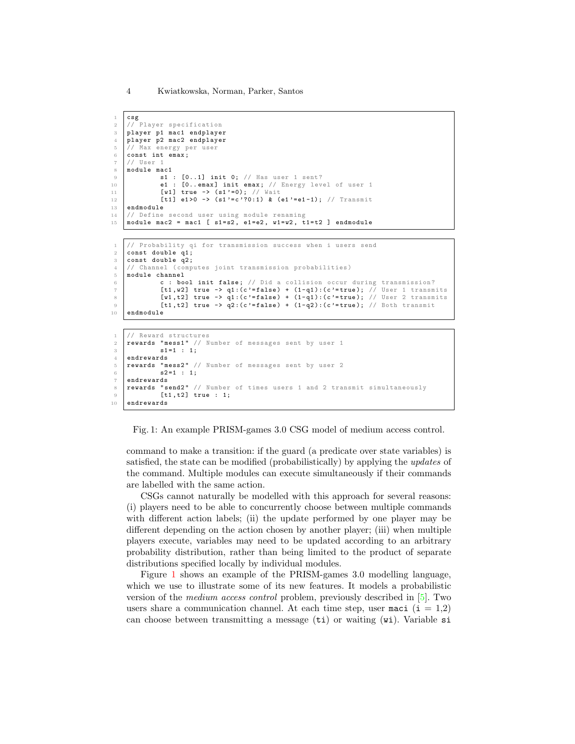```
csg
// Player specification
player p1 mac1 endplayer
player p2 mac2 endplayer
// Max energy per user
const int emax;
// User 1
module mac1
        s1 : [0..1] init 0; // Has user 1 sent?
        e1 : [0..emax] init emax; // Energy level of user 1
        [w1] true -> (s1'=0); // Wait
        [t1] e1>0 -> (s1'=c'?0:1) & (e1'=e1-1); // Transmit
endmodule
// Define second user using module renaming
module mac2 = mac1 [ s1=s2, e1=e2, w1=w2, t1=t2 ] endmodule
```

```
// Probability qi for transmission success when i users send
const double q1;
const double q2;
// Channel (computes joint transmission probabilities)
module channel
        c : bool init false; // Did a collision occur during transmission?
        [t1,w2] true -> q1:(c'=false) + (1-q1):(c'=true); // User 1 transmits
        [w1,t2] true -> q1:(c'=false) + (1-q1):(c'=true); // User 2 transmits
        [t1,t2] true -> q2:(c'=false) + (1-q2):(c'=true); // Both transmit
endmodule
```

```
// Reward structures
rewards "mess1" // Number of messages sent by user 1
        s1=1 : 1;
endrewards
rewards "mess2" // Number of messages sent by user 2
        s2=1 : 1;
endrewards
rewards "send2" // Number of times users 1 and 2 transmit simultaneously
        [t1,t2] true : 1;
endrewards
```

Fig. 1: An example PRISM-games 3.0 CSG model of medium access control.

command to make a transition: if the guard (a predicate over state variables) is satisfied, the state can be modified (probabilistically) by applying the *updates* of the command. Multiple modules can execute simultaneously if their commands are labelled with the same action.

CSGs cannot naturally be modelled with this approach for several reasons: (i) players need to be able to concurrently choose between multiple commands with different action labels; (ii) the update performed by one player may be different depending on the action chosen by another player; (iii) when multiple players execute, variables may need to be updated according to an arbitrary probability distribution, rather than being limited to the product of separate distributions specified locally by individual modules.

Figure 1 shows an example of the PRISM-games 3.0 modelling language, which we use to illustrate some of its new features. It models a probabilistic version of the *medium access control* problem, previously described in [5]. Two users share a communication channel. At each time step, user `maci` (`i` = 1,2) can choose between transmitting a message (`ti`) or waiting (`wi`). Variable `si`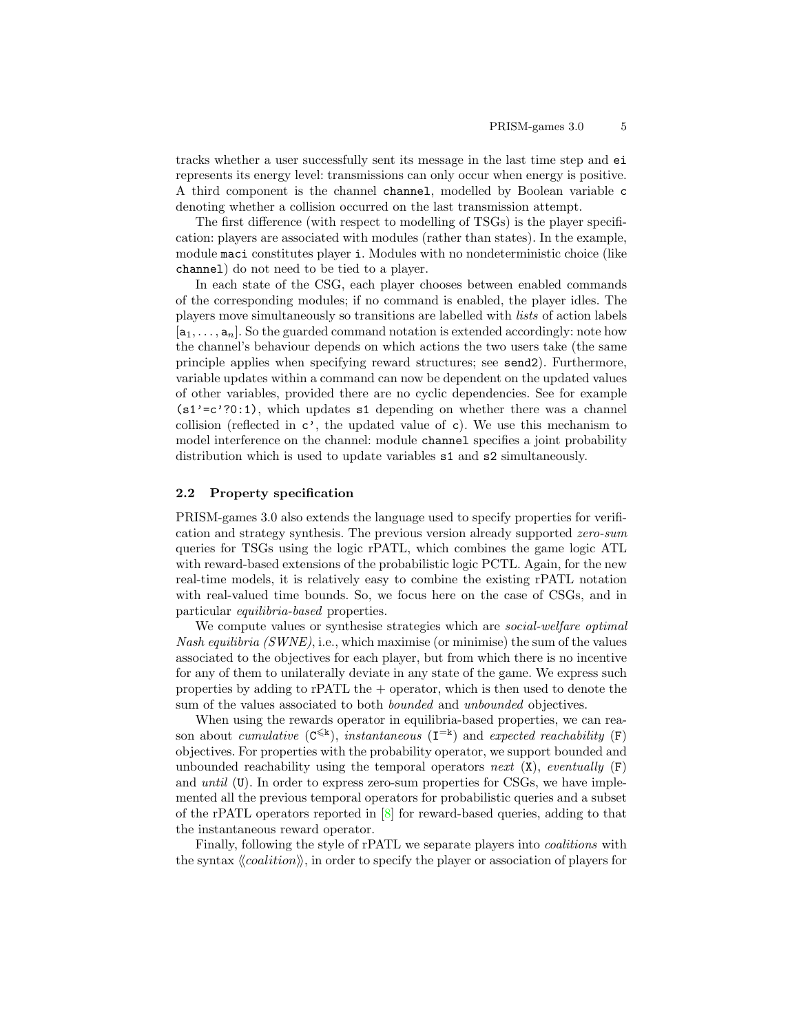tracks whether a user successfully sent its message in the last time step and `ei` represents its energy level: transmissions can only occur when energy is positive. A third component is the channel `channel`, modelled by Boolean variable `c` denoting whether a collision occurred on the last transmission attempt.

The first difference (with respect to modelling of TSGs) is the player specification: players are associated with modules (rather than states). In the example, module `maci` constitutes player `i`. Modules with no nondeterministic choice (like `channel`) do not need to be tied to a player.

In each state of the CSG, each player chooses between enabled commands of the corresponding modules; if no command is enabled, the player idles. The players move simultaneously so transitions are labelled with *lists* of action labels $[\mathtt{a}_1, \ldots, \mathtt{a}_n]$. So the guarded command notation is extended accordingly: note how the channel's behaviour depends on which actions the two users take (the same principle applies when specifying reward structures; see `send2`). Furthermore, variable updates within a command can now be dependent on the updated values of other variables, provided there are no cyclic dependencies. See for example `(s1'=c'?0:1)`, which updates `s1` depending on whether there was a channel collision (reflected in `c'`, the updated value of `c`). We use this mechanism to model interference on the channel: module `channel` specifies a joint probability distribution which is used to update variables `s1` and `s2` simultaneously.

### 2.2 Property specification

PRISM-games 3.0 also extends the language used to specify properties for verification and strategy synthesis. The previous version already supported *zero-sum* queries for TSGs using the logic rPATL, which combines the game logic ATL with reward-based extensions of the probabilistic logic PCTL. Again, for the new real-time models, it is relatively easy to combine the existing rPATL notation with real-valued time bounds. So, we focus here on the case of CSGs, and in particular *equilibria-based* properties.

We compute values or synthesise strategies which are *social-welfare optimal Nash equilibria (SWNE)*, i.e., which maximise (or minimise) the sum of the values associated to the objectives for each player, but from which there is no incentive for any of them to unilaterally deviate in any state of the game. We express such properties by adding to rPATL the + operator, which is then used to denote the sum of the values associated to both *bounded* and *unbounded* objectives.

When using the rewards operator in equilibria-based properties, we can reason about *cumulative* ($\mathtt{C}^{\leqslant \mathtt{k}}$), *instantaneous* ($\mathtt{I}^{=\mathtt{k}}$) and *expected reachability* (`F`) objectives. For properties with the probability operator, we support bounded and unbounded reachability using the temporal operators *next* (`X`), *eventually* (`F`) and *until* (`U`). In order to express zero-sum properties for CSGs, we have implemented all the previous temporal operators for probabilistic queries and a subset of the rPATL operators reported in [8] for reward-based queries, adding to that the instantaneous reward operator.

Finally, following the style of rPATL we separate players into *coalitions* with the syntax $\langle\langle coalition \rangle\rangle$, in order to specify the player or association of players for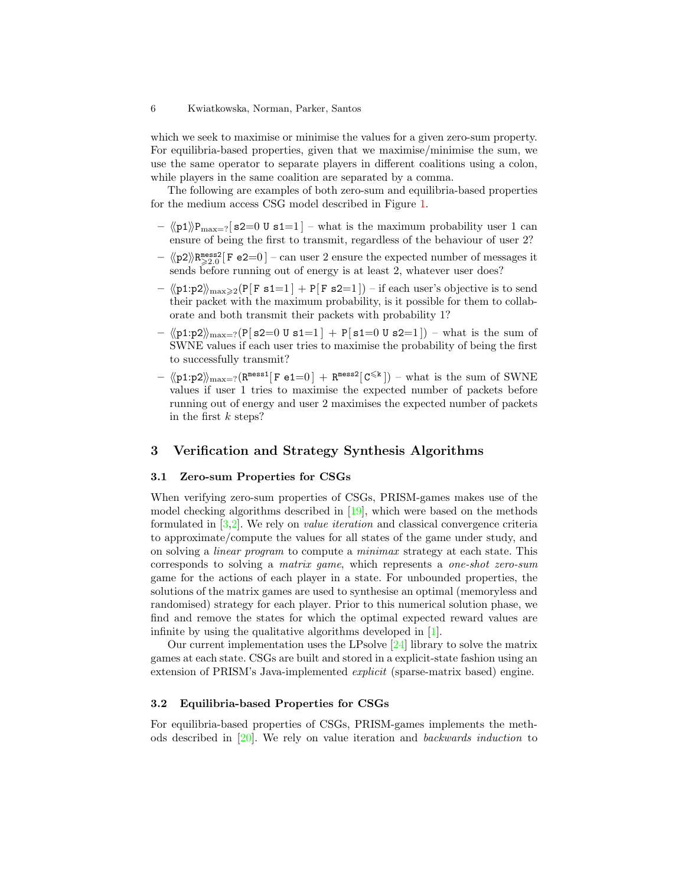which we seek to maximise or minimise the values for a given zero-sum property. For equilibria-based properties, given that we maximise/minimise the sum, we use the same operator to separate players in different coalitions using a colon, while players in the same coalition are separated by a comma.

The following are examples of both zero-sum and equilibria-based properties for the medium access CSG model described in Figure 1.

- $\langle\langle \texttt{p1} \rangle\rangle \texttt{P}_{\max=?}[\,\texttt{s2=0 U s1=1}\,]$ – what is the maximum probability user 1 can ensure of being the first to transmit, regardless of the behaviour of user 2?
- $\langle\langle \texttt{p2} \rangle\rangle \texttt{R}^{\texttt{mess2}}_{\geqslant 2.0}[\,\texttt{F e2=0}\,]$ – can user 2 ensure the expected number of messages it sends before running out of energy is at least 2, whatever user does?
- $\langle\langle \texttt{p1:p2} \rangle\rangle_{\max\geqslant 2}(\texttt{P}[\,\texttt{F s1=1}\,] + \texttt{P}[\,\texttt{F s2=1}\,])$ – if each user's objective is to send their packet with the maximum probability, is it possible for them to collaborate and both transmit their packets with probability 1?
- $\langle\langle \texttt{p1:p2} \rangle\rangle_{\max=?}(\texttt{P}[\,\texttt{s2=0 U s1=1}\,] + \texttt{P}[\,\texttt{s1=0 U s2=1}\,])$ – what is the sum of SWNE values if each user tries to maximise the probability of being the first to successfully transmit?
- $\langle\langle \texttt{p1:p2} \rangle\rangle_{\max=?}(\texttt{R}^{\texttt{mess1}}[\,\texttt{F e1=0}\,] + \texttt{R}^{\texttt{mess2}}[\,\texttt{C}^{\leqslant \texttt{k}}\,])$ – what is the sum of SWNE values if user 1 tries to maximise the expected number of packets before running out of energy and user 2 maximises the expected number of packets in the first $k$ steps?

## 3 Verification and Strategy Synthesis Algorithms

### 3.1 Zero-sum Properties for CSGs

When verifying zero-sum properties of CSGs, PRISM-games makes use of the model checking algorithms described in [19], which were based on the methods formulated in [3,2]. We rely on *value iteration* and classical convergence criteria to approximate/compute the values for all states of the game under study, and on solving a *linear program* to compute a *minimax* strategy at each state. This corresponds to solving a *matrix game*, which represents a *one-shot zero-sum* game for the actions of each player in a state. For unbounded properties, the solutions of the matrix games are used to synthesise an optimal (memoryless and randomised) strategy for each player. Prior to this numerical solution phase, we find and remove the states for which the optimal expected reward values are infinite by using the qualitative algorithms developed in [1].

Our current implementation uses the LPsolve [24] library to solve the matrix games at each state. CSGs are built and stored in a explicit-state fashion using an extension of PRISM's Java-implemented *explicit* (sparse-matrix based) engine.

### 3.2 Equilibria-based Properties for CSGs

For equilibria-based properties of CSGs, PRISM-games implements the methods described in [20]. We rely on value iteration and *backwards induction* to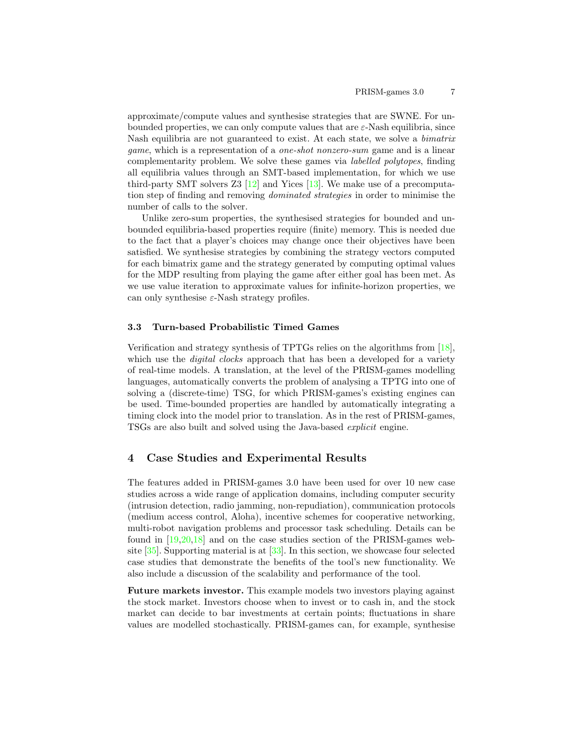approximate/compute values and synthesise strategies that are SWNE. For unbounded properties, we can only compute values that are $\varepsilon$-Nash equilibria, since Nash equilibria are not guaranteed to exist. At each state, we solve a *bimatrix game*, which is a representation of a *one-shot nonzero-sum* game and is a linear complementarity problem. We solve these games via *labelled polytopes*, finding all equilibria values through an SMT-based implementation, for which we use third-party SMT solvers Z3 [12] and Yices [13]. We make use of a precomputation step of finding and removing *dominated strategies* in order to minimise the number of calls to the solver.

Unlike zero-sum properties, the synthesised strategies for bounded and unbounded equilibria-based properties require (finite) memory. This is needed due to the fact that a player's choices may change once their objectives have been satisfied. We synthesise strategies by combining the strategy vectors computed for each bimatrix game and the strategy generated by computing optimal values for the MDP resulting from playing the game after either goal has been met. As we use value iteration to approximate values for infinite-horizon properties, we can only synthesise $\varepsilon$-Nash strategy profiles.

### 3.3 Turn-based Probabilistic Timed Games

Verification and strategy synthesis of TPTGs relies on the algorithms from [18], which use the *digital clocks* approach that has been a developed for a variety of real-time models. A translation, at the level of the PRISM-games modelling languages, automatically converts the problem of analysing a TPTG into one of solving a (discrete-time) TSG, for which PRISM-games's existing engines can be used. Time-bounded properties are handled by automatically integrating a timing clock into the model prior to translation. As in the rest of PRISM-games, TSGs are also built and solved using the Java-based *explicit* engine.

## 4 Case Studies and Experimental Results

The features added in PRISM-games 3.0 have been used for over 10 new case studies across a wide range of application domains, including computer security (intrusion detection, radio jamming, non-repudiation), communication protocols (medium access control, Aloha), incentive schemes for cooperative networking, multi-robot navigation problems and processor task scheduling. Details can be found in [19,20,18] and on the case studies section of the PRISM-games website [35]. Supporting material is at [33]. In this section, we showcase four selected case studies that demonstrate the benefits of the tool's new functionality. We also include a discussion of the scalability and performance of the tool.

**Future markets investor.** This example models two investors playing against the stock market. Investors choose when to invest or to cash in, and the stock market can decide to bar investments at certain points; fluctuations in share values are modelled stochastically. PRISM-games can, for example, synthesise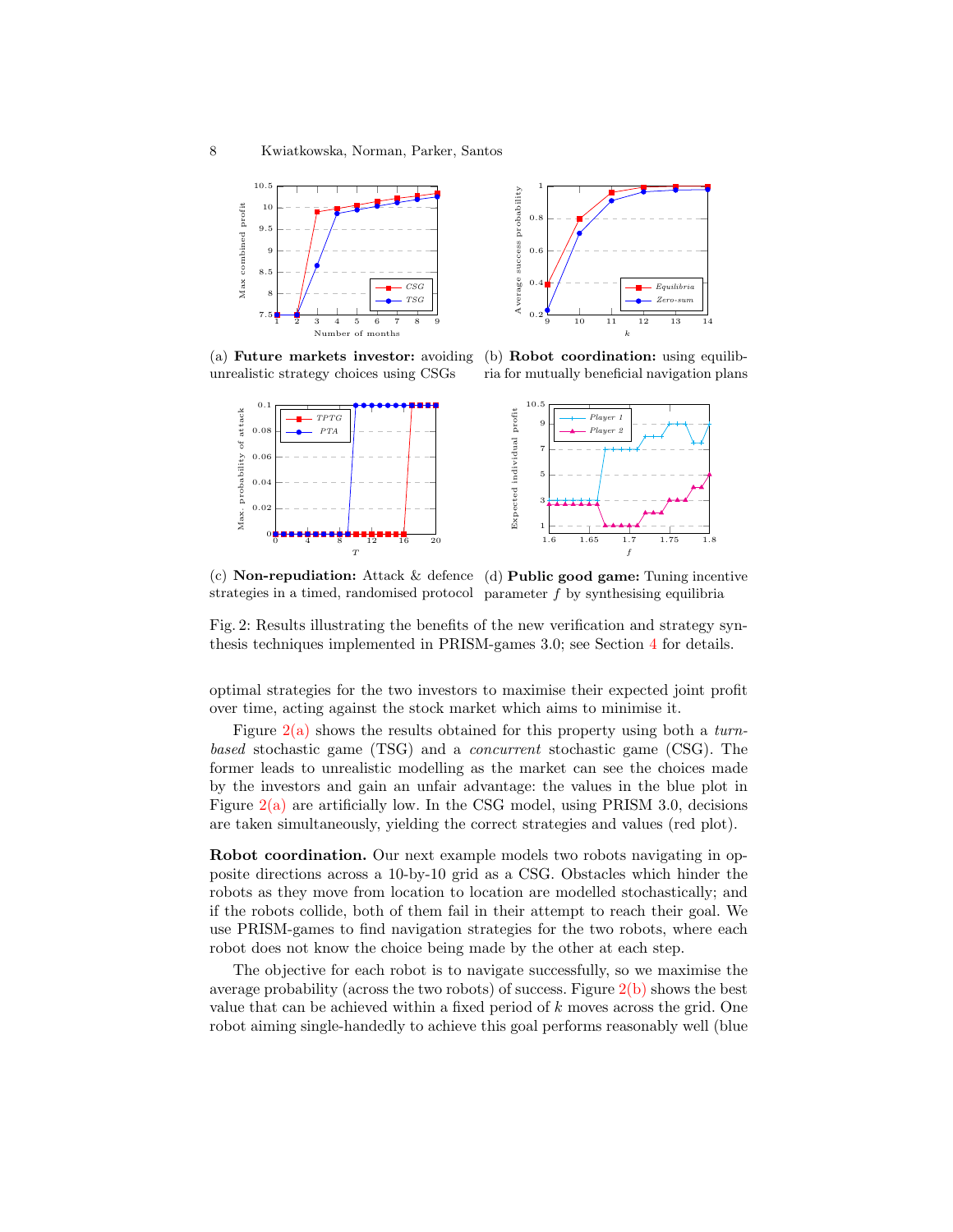(a) **Future markets investor:** avoiding unrealistic strategy choices using CSGs

(b) **Robot coordination:** using equilibria for mutually beneficial navigation plans

(c) **Non-repudiation:** Attack & defence strategies in a timed, randomised protocol

(d) **Public good game:** Tuning incentive parameter $f$ by synthesising equilibria

Fig. 2: Results illustrating the benefits of the new verification and strategy synthesis techniques implemented in PRISM-games 3.0; see Section 4 for details.

optimal strategies for the two investors to maximise their expected joint profit over time, acting against the stock market which aims to minimise it.

Figure 2(a) shows the results obtained for this property using both a *turn-based* stochastic game (TSG) and a *concurrent* stochastic game (CSG). The former leads to unrealistic modelling as the market can see the choices made by the investors and gain an unfair advantage: the values in the blue plot in Figure 2(a) are artificially low. In the CSG model, using PRISM 3.0, decisions are taken simultaneously, yielding the correct strategies and values (red plot).

**Robot coordination.** Our next example models two robots navigating in opposite directions across a 10-by-10 grid as a CSG. Obstacles which hinder the robots as they move from location to location are modelled stochastically; and if the robots collide, both of them fail in their attempt to reach their goal. We use PRISM-games to find navigation strategies for the two robots, where each robot does not know the choice being made by the other at each step.

The objective for each robot is to navigate successfully, so we maximise the average probability (across the two robots) of success. Figure 2(b) shows the best value that can be achieved within a fixed period of $k$ moves across the grid. One robot aiming single-handedly to achieve this goal performs reasonably well (blue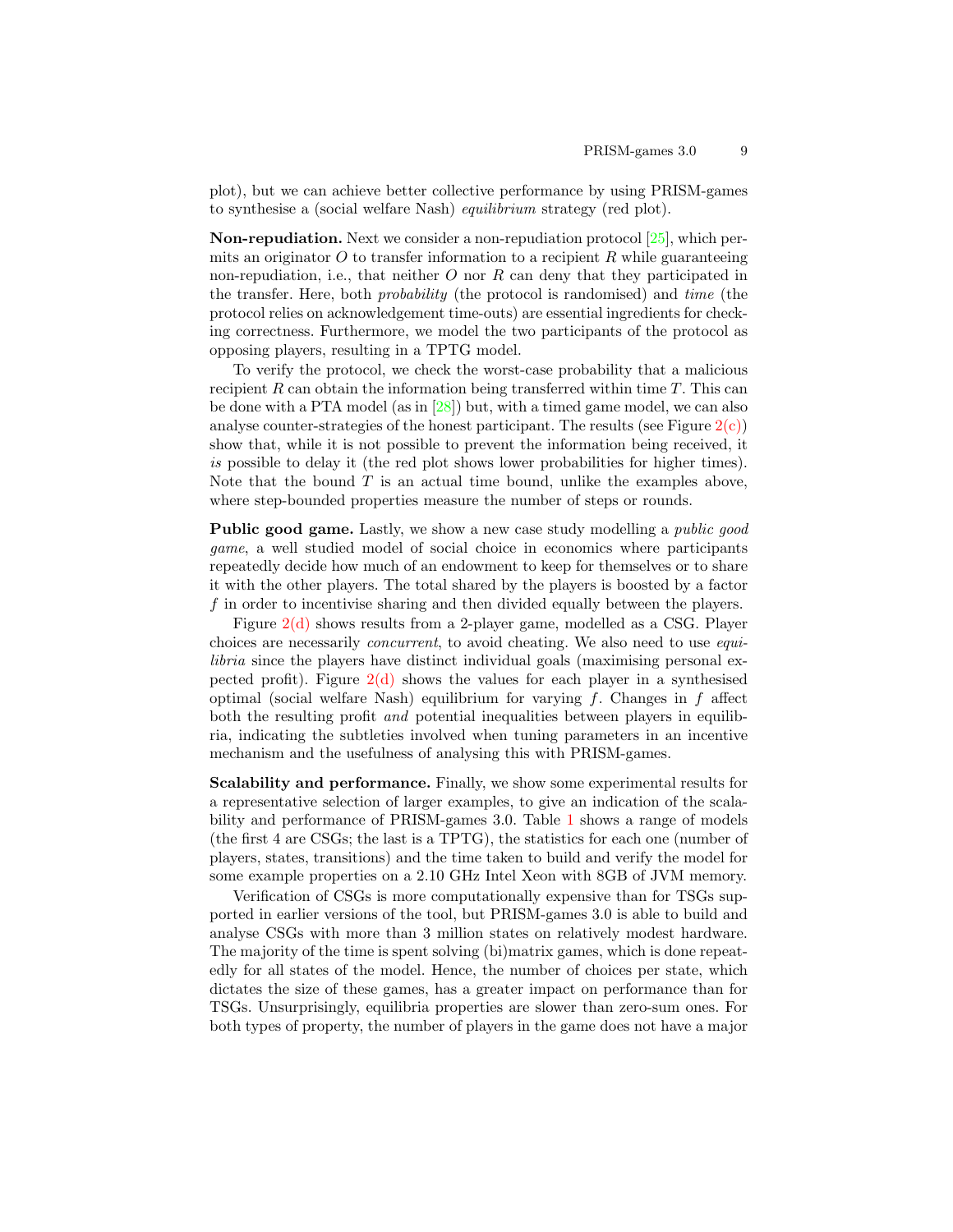plot), but we can achieve better collective performance by using PRISM-games to synthesise a (social welfare Nash) *equilibrium* strategy (red plot).

**Non-repudiation.** Next we consider a non-repudiation protocol [25], which permits an originator $O$ to transfer information to a recipient $R$ while guaranteeing non-repudiation, i.e., that neither $O$ nor $R$ can deny that they participated in the transfer. Here, both *probability* (the protocol is randomised) and *time* (the protocol relies on acknowledgement time-outs) are essential ingredients for checking correctness. Furthermore, we model the two participants of the protocol as opposing players, resulting in a TPTG model.

To verify the protocol, we check the worst-case probability that a malicious recipient $R$ can obtain the information being transferred within time $T$. This can be done with a PTA model (as in [28]) but, with a timed game model, we can also analyse counter-strategies of the honest participant. The results (see Figure 2(c)) show that, while it is not possible to prevent the information being received, it *is* possible to delay it (the red plot shows lower probabilities for higher times). Note that the bound $T$ is an actual time bound, unlike the examples above, where step-bounded properties measure the number of steps or rounds.

**Public good game.** Lastly, we show a new case study modelling a *public good game*, a well studied model of social choice in economics where participants repeatedly decide how much of an endowment to keep for themselves or to share it with the other players. The total shared by the players is boosted by a factor $f$ in order to incentivise sharing and then divided equally between the players.

Figure 2(d) shows results from a 2-player game, modelled as a CSG. Player choices are necessarily *concurrent*, to avoid cheating. We also need to use *equilibria* since the players have distinct individual goals (maximising personal expected profit). Figure 2(d) shows the values for each player in a synthesised optimal (social welfare Nash) equilibrium for varying $f$. Changes in $f$ affect both the resulting profit *and* potential inequalities between players in equilibria, indicating the subtleties involved when tuning parameters in an incentive mechanism and the usefulness of analysing this with PRISM-games.

**Scalability and performance.** Finally, we show some experimental results for a representative selection of larger examples, to give an indication of the scalability and performance of PRISM-games 3.0. Table 1 shows a range of models (the first 4 are CSGs; the last is a TPTG), the statistics for each one (number of players, states, transitions) and the time taken to build and verify the model for some example properties on a 2.10 GHz Intel Xeon with 8GB of JVM memory.

Verification of CSGs is more computationally expensive than for TSGs supported in earlier versions of the tool, but PRISM-games 3.0 is able to build and analyse CSGs with more than 3 million states on relatively modest hardware. The majority of the time is spent solving (bi)matrix games, which is done repeatedly for all states of the model. Hence, the number of choices per state, which dictates the size of these games, has a greater impact on performance than for TSGs. Unsurprisingly, equilibria properties are slower than zero-sum ones. For both types of property, the number of players in the game does not have a major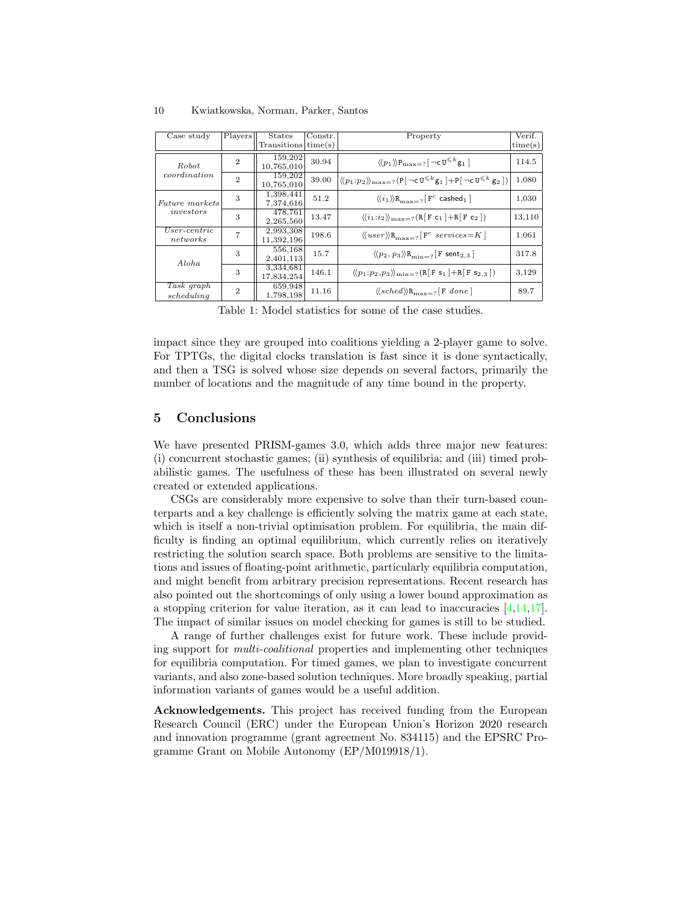| Case study | Players | States Transitions | Constr. time(s) | Property | Verif. time(s) |
|---|---|---|---|---|---|
| *Robot coordination* | 2 | 159,202 10,765,010 | 30.94 | $\langle\langle p_1 \rangle\rangle \mathtt{P}_{\max=?}[\,\neg \mathtt{c}\,\mathtt{U}^{\leqslant k}\,\mathtt{g}_1\,]$ | 114.5 |
| | 2 | 159,202 10,765,010 | 39.00 | $\langle\langle p_1{:}p_2 \rangle\rangle_{\max=?}(\mathtt{P}[\,\neg \mathtt{c}\,\mathtt{U}^{\leqslant k}\,\mathtt{g}_1\,]+\mathtt{P}[\,\neg \mathtt{c}\,\mathtt{U}^{\leqslant k}\,\mathtt{g}_2\,])$ | 1,080 |
| *Future markets investors* | 3 | 1,398,441 7,374,616 | 51.2 | $\langle\langle i_1 \rangle\rangle \mathtt{R}_{\max=?}[\,\mathtt{F}^{c}\ \mathsf{cashed}_1\,]$ | 1,030 |
| | 3 | 478,761 2,265,560 | 13.47 | $\langle\langle i_1{:}i_2 \rangle\rangle_{\max=?}(\mathtt{R}[\,\mathtt{F}\ \mathtt{c}_1\,]+\mathtt{R}[\,\mathtt{F}\ \mathtt{c}_2\,])$ | 13,110 |
| *User-centric networks* | 7 | 2,993,308 11,392,196 | 198.6 | $\langle\langle user \rangle\rangle \mathtt{R}_{\max=?}[\,\mathtt{F}^{c}\ services{=}K\,]$ | 1,061 |
| *Aloha* | 3 | 556,168 2,401,113 | 15.7 | $\langle\langle p_2, p_3 \rangle\rangle \mathtt{R}_{\min=?}[\,\mathtt{F}\ \mathsf{sent}_{2,3}\,]$ | 317.8 |
| | 3 | 3,334,681 17,834,254 | 146.1 | $\langle\langle p_1{:}p_2{,}p_3 \rangle\rangle_{\min=?}(\mathtt{R}[\,\mathtt{F}\ \mathtt{s}_1\,]+\mathtt{R}[\,\mathtt{F}\ \mathtt{s}_{2,3}\,])$ | 3,129 |
| *Task graph scheduling* | 2 | 659,948 1,798,198 | 11.16 | $\langle\langle sched \rangle\rangle \mathtt{R}_{\max=?}[\,\mathtt{F}\ done\,]$ | 89.7 |

Table 1: Model statistics for some of the case studies.

impact since they are grouped into coalitions yielding a 2-player game to solve. For TPTGs, the digital clocks translation is fast since it is done syntactically, and then a TSG is solved whose size depends on several factors, primarily the number of locations and the magnitude of any time bound in the property.

## 5 Conclusions

We have presented PRISM-games 3.0, which adds three major new features: (i) concurrent stochastic games; (ii) synthesis of equilibria; and (iii) timed probabilistic games. The usefulness of these has been illustrated on several newly created or extended applications.

CSGs are considerably more expensive to solve than their turn-based counterparts and a key challenge is efficiently solving the matrix game at each state, which is itself a non-trivial optimisation problem. For equilibria, the main difficulty is finding an optimal equilibrium, which currently relies on iteratively restricting the solution search space. Both problems are sensitive to the limitations and issues of floating-point arithmetic, particularly equilibria computation, and might benefit from arbitrary precision representations. Recent research has also pointed out the shortcomings of only using a lower bound approximation as a stopping criterion for value iteration, as it can lead to inaccuracies [4,14,17]. The impact of similar issues on model checking for games is still to be studied.

A range of further challenges exist for future work. These include providing support for *multi-coalitional* properties and implementing other techniques for equilibria computation. For timed games, we plan to investigate concurrent variants, and also zone-based solution techniques. More broadly speaking, partial information variants of games would be a useful addition.

**Acknowledgements.** This project has received funding from the European Research Council (ERC) under the European Union's Horizon 2020 research and innovation programme (grant agreement No. 834115) and the EPSRC Programme Grant on Mobile Autonomy (EP/M019918/1).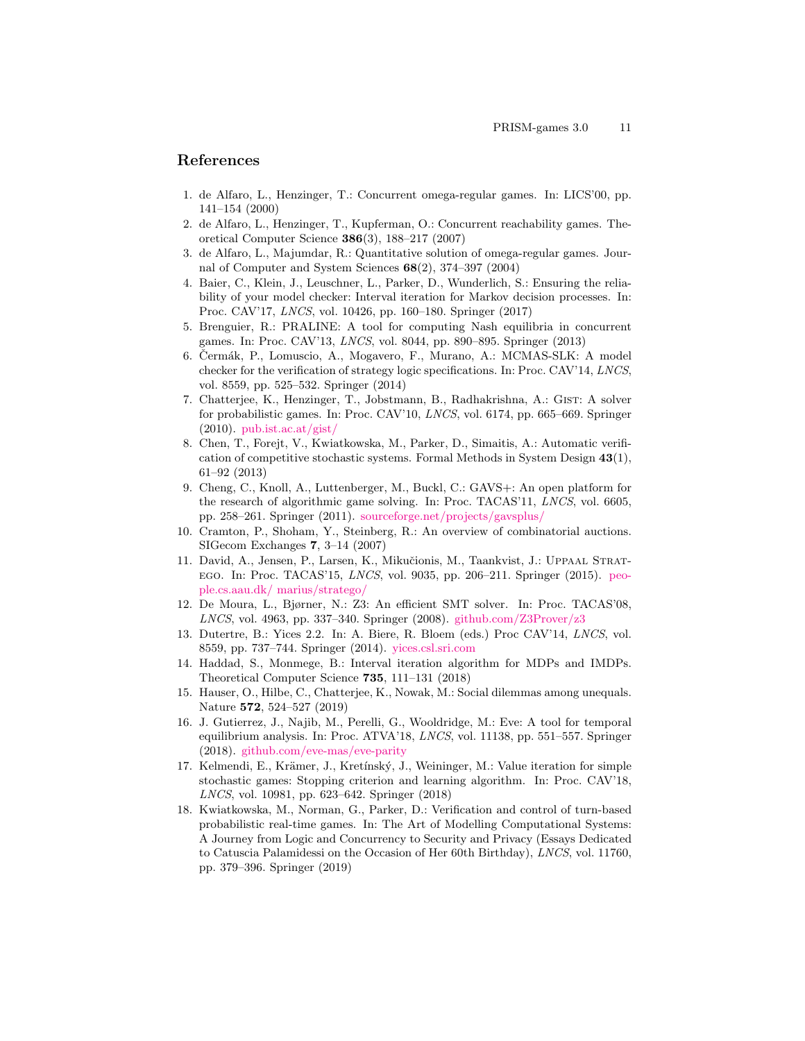## References

1. de Alfaro, L., Henzinger, T.: Concurrent omega-regular games. In: LICS'00, pp. 141–154 (2000)
2. de Alfaro, L., Henzinger, T., Kupferman, O.: Concurrent reachability games. Theoretical Computer Science **386**(3), 188–217 (2007)
3. de Alfaro, L., Majumdar, R.: Quantitative solution of omega-regular games. Journal of Computer and System Sciences **68**(2), 374–397 (2004)
4. Baier, C., Klein, J., Leuschner, L., Parker, D., Wunderlich, S.: Ensuring the reliability of your model checker: Interval iteration for Markov decision processes. In: Proc. CAV'17, *LNCS*, vol. 10426, pp. 160–180. Springer (2017)
5. Brenguier, R.: PRALINE: A tool for computing Nash equilibria in concurrent games. In: Proc. CAV'13, *LNCS*, vol. 8044, pp. 890–895. Springer (2013)
6. Čermák, P., Lomuscio, A., Mogavero, F., Murano, A.: MCMAS-SLK: A model checker for the verification of strategy logic specifications. In: Proc. CAV'14, *LNCS*, vol. 8559, pp. 525–532. Springer (2014)
7. Chatterjee, K., Henzinger, T., Jobstmann, B., Radhakrishna, A.: Gist: A solver for probabilistic games. In: Proc. CAV'10, *LNCS*, vol. 6174, pp. 665–669. Springer (2010). pub.ist.ac.at/gist/
8. Chen, T., Forejt, V., Kwiatkowska, M., Parker, D., Simaitis, A.: Automatic verification of competitive stochastic systems. Formal Methods in System Design **43**(1), 61–92 (2013)
9. Cheng, C., Knoll, A., Luttenberger, M., Buckl, C.: GAVS+: An open platform for the research of algorithmic game solving. In: Proc. TACAS'11, *LNCS*, vol. 6605, pp. 258–261. Springer (2011). sourceforge.net/projects/gavsplus/
10. Cramton, P., Shoham, Y., Steinberg, R.: An overview of combinatorial auctions. SIGecom Exchanges **7**, 3–14 (2007)
11. David, A., Jensen, P., Larsen, K., Mikučionis, M., Taankvist, J.: Uppaal Stratego. In: Proc. TACAS'15, *LNCS*, vol. 9035, pp. 206–211. Springer (2015). people.cs.aau.dk/ marius/stratego/
12. De Moura, L., Bjørner, N.: Z3: An efficient SMT solver. In: Proc. TACAS'08, *LNCS*, vol. 4963, pp. 337–340. Springer (2008). github.com/Z3Prover/z3
13. Dutertre, B.: Yices 2.2. In: A. Biere, R. Bloem (eds.) Proc CAV'14, *LNCS*, vol. 8559, pp. 737–744. Springer (2014). yices.csl.sri.com
14. Haddad, S., Monmege, B.: Interval iteration algorithm for MDPs and IMDPs. Theoretical Computer Science **735**, 111–131 (2018)
15. Hauser, O., Hilbe, C., Chatterjee, K., Nowak, M.: Social dilemmas among unequals. Nature **572**, 524–527 (2019)
16. J. Gutierrez, J., Najib, M., Perelli, G., Wooldridge, M.: Eve: A tool for temporal equilibrium analysis. In: Proc. ATVA'18, *LNCS*, vol. 11138, pp. 551–557. Springer (2018). github.com/eve-mas/eve-parity
17. Kelmendi, E., Krämer, J., Kretínský, J., Weininger, M.: Value iteration for simple stochastic games: Stopping criterion and learning algorithm. In: Proc. CAV'18, *LNCS*, vol. 10981, pp. 623–642. Springer (2018)
18. Kwiatkowska, M., Norman, G., Parker, D.: Verification and control of turn-based probabilistic real-time games. In: The Art of Modelling Computational Systems: A Journey from Logic and Concurrency to Security and Privacy (Essays Dedicated to Catuscia Palamidessi on the Occasion of Her 60th Birthday), *LNCS*, vol. 11760, pp. 379–396. Springer (2019)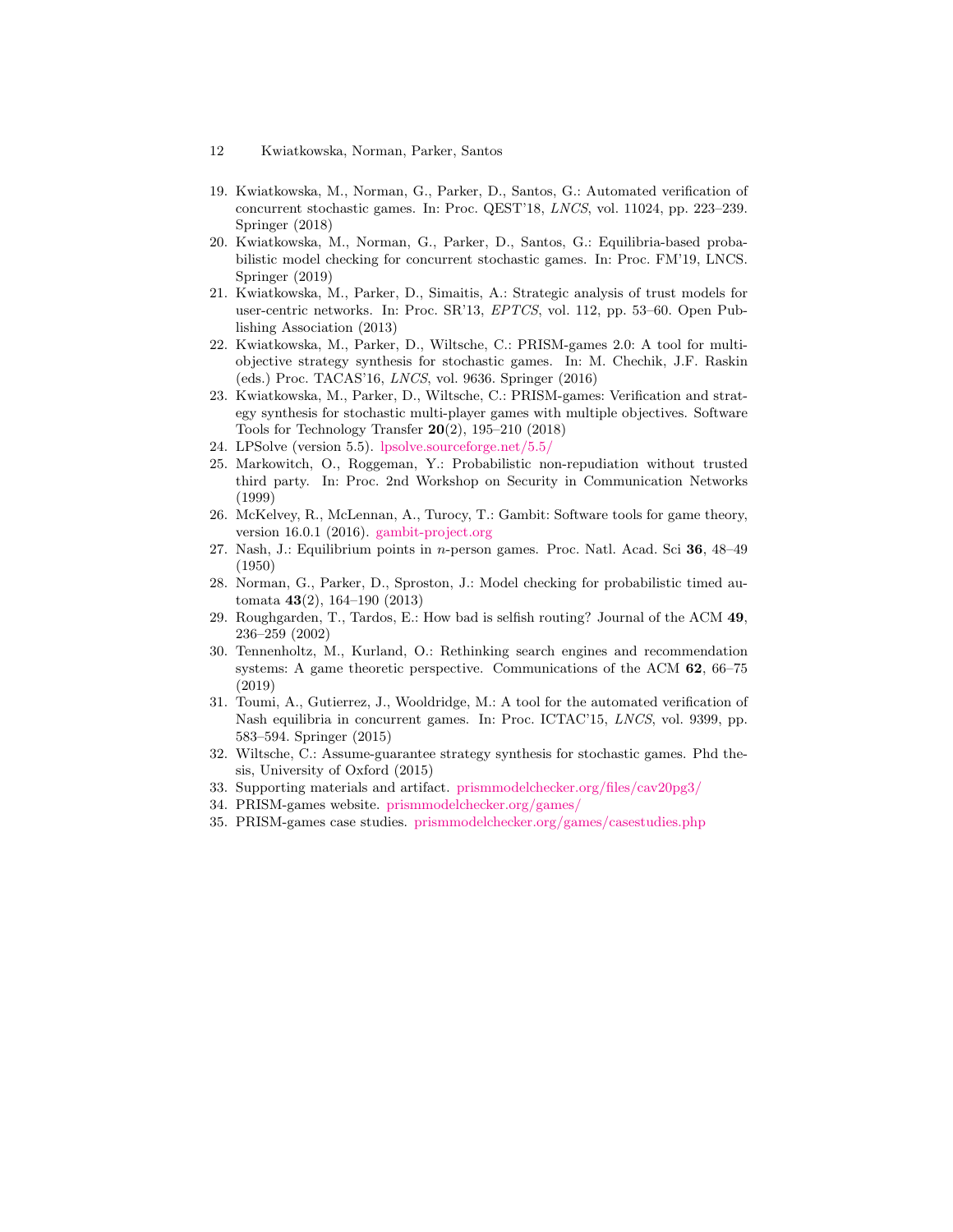19. Kwiatkowska, M., Norman, G., Parker, D., Santos, G.: Automated verification of concurrent stochastic games. In: Proc. QEST'18, *LNCS*, vol. 11024, pp. 223–239. Springer (2018)
20. Kwiatkowska, M., Norman, G., Parker, D., Santos, G.: Equilibria-based probabilistic model checking for concurrent stochastic games. In: Proc. FM'19, LNCS. Springer (2019)
21. Kwiatkowska, M., Parker, D., Simaitis, A.: Strategic analysis of trust models for user-centric networks. In: Proc. SR'13, *EPTCS*, vol. 112, pp. 53–60. Open Publishing Association (2013)
22. Kwiatkowska, M., Parker, D., Wiltsche, C.: PRISM-games 2.0: A tool for multi-objective strategy synthesis for stochastic games. In: M. Chechik, J.F. Raskin (eds.) Proc. TACAS'16, *LNCS*, vol. 9636. Springer (2016)
23. Kwiatkowska, M., Parker, D., Wiltsche, C.: PRISM-games: Verification and strategy synthesis for stochastic multi-player games with multiple objectives. Software Tools for Technology Transfer **20**(2), 195–210 (2018)
24. LPSolve (version 5.5). lpsolve.sourceforge.net/5.5/
25. Markowitch, O., Roggeman, Y.: Probabilistic non-repudiation without trusted third party. In: Proc. 2nd Workshop on Security in Communication Networks (1999)
26. McKelvey, R., McLennan, A., Turocy, T.: Gambit: Software tools for game theory, version 16.0.1 (2016). gambit-project.org
27. Nash, J.: Equilibrium points in $n$-person games. Proc. Natl. Acad. Sci **36**, 48–49 (1950)
28. Norman, G., Parker, D., Sproston, J.: Model checking for probabilistic timed automata **43**(2), 164–190 (2013)
29. Roughgarden, T., Tardos, E.: How bad is selfish routing? Journal of the ACM **49**, 236–259 (2002)
30. Tennenholtz, M., Kurland, O.: Rethinking search engines and recommendation systems: A game theoretic perspective. Communications of the ACM **62**, 66–75 (2019)
31. Toumi, A., Gutierrez, J., Wooldridge, M.: A tool for the automated verification of Nash equilibria in concurrent games. In: Proc. ICTAC'15, *LNCS*, vol. 9399, pp. 583–594. Springer (2015)
32. Wiltsche, C.: Assume-guarantee strategy synthesis for stochastic games. Phd thesis, University of Oxford (2015)
33. Supporting materials and artifact. prismmodelchecker.org/files/cav20pg3/
34. PRISM-games website. prismmodelchecker.org/games/
35. PRISM-games case studies. prismmodelchecker.org/games/casestudies.php